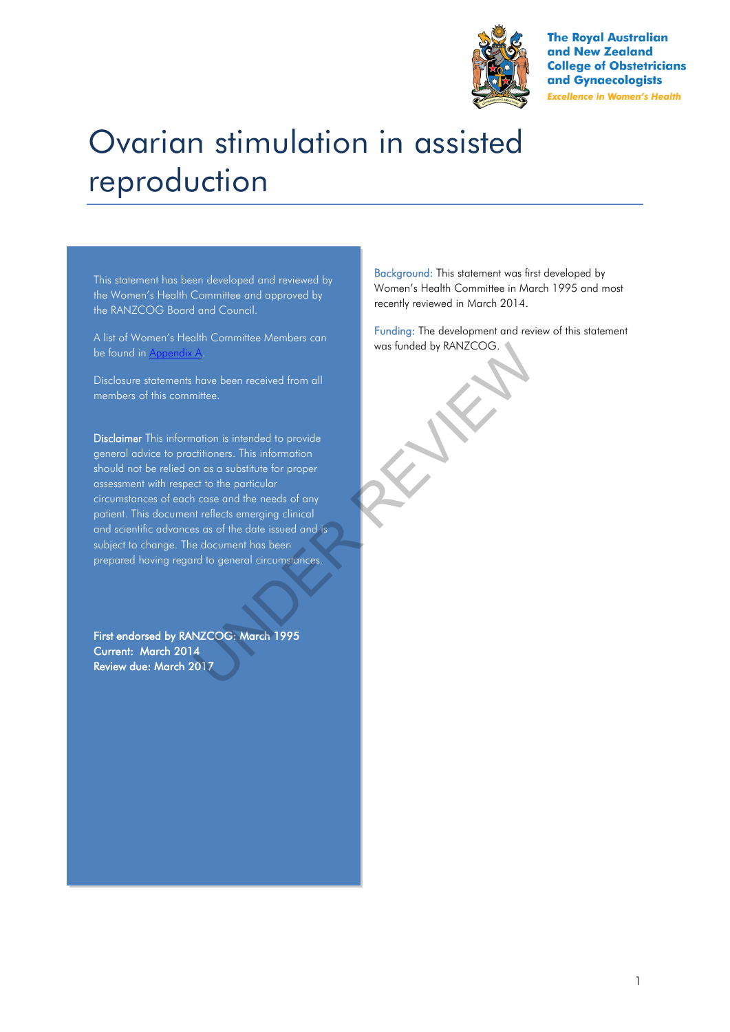The Royal Australian and New Zealand College of Obstetricians and Gynaecologists

*Excellence in Women's Health*

# Ovarian stimulation in assisted reproduction

This statement has been developed and reviewed by the Women's Health Committee and approved by the RANZCOG Board and Council.

A list of Women's Health Committee Members can be found in Appendix A.

Disclosure statements have been received from all members of this committee.

**Disclaimer** This information is intended to provide general advice to practitioners. This information should not be relied on as a substitute for proper assessment with respect to the particular circumstances of each case and the needs of any patient. This document reflects emerging clinical and scientific advances as of the date issued and is subject to change. The document has been prepared having regard to general circumstances.

**First endorsed by RANZCOG: March 1995**
**Current: March 2014**
**Review due: March 2017**

Background: This statement was first developed by Women's Health Committee in March 1995 and most recently reviewed in March 2014.

Funding: The development and review of this statement was funded by RANZCOG.

UNDER REVIEW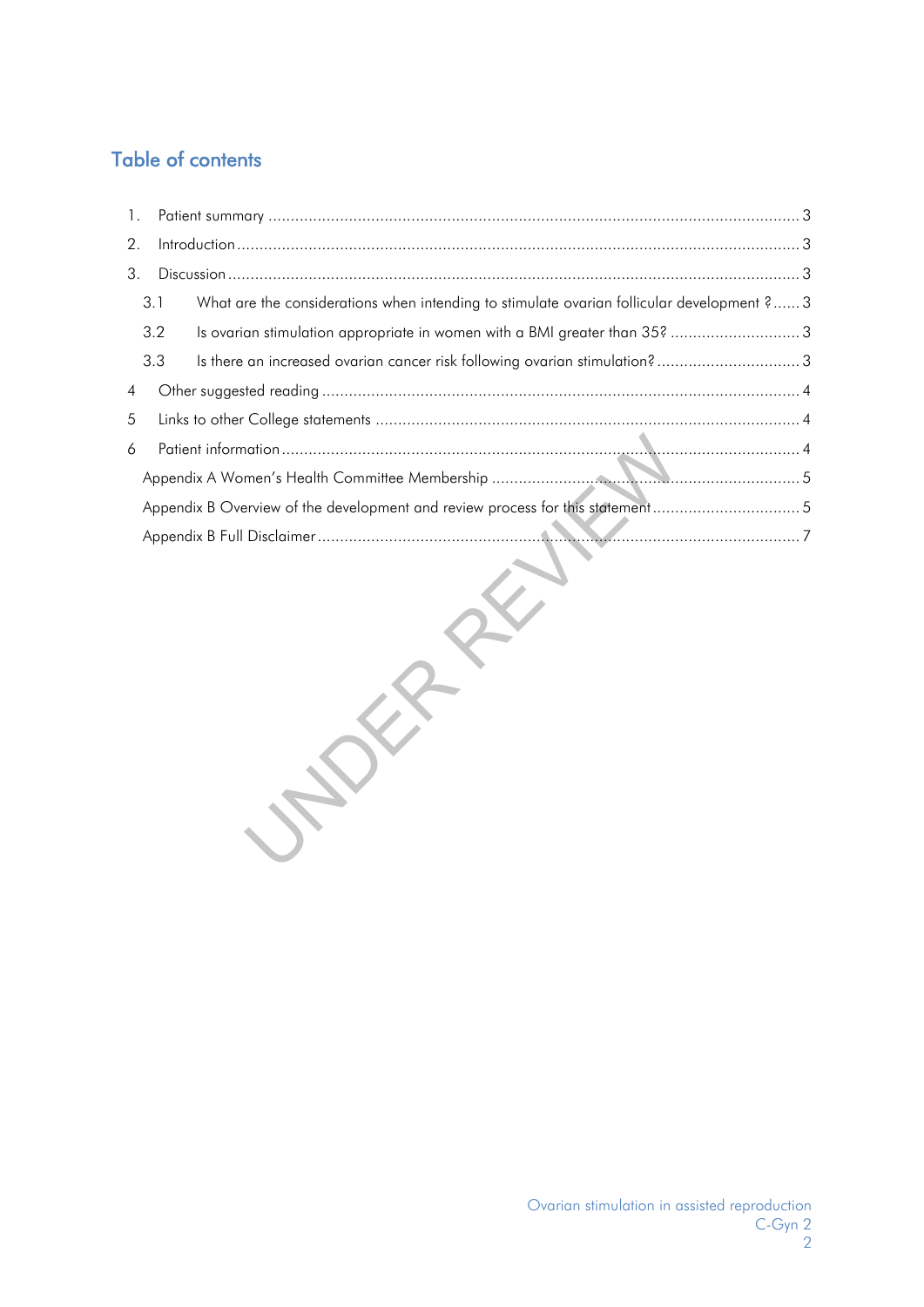## Table of contents

1. Patient summary ..... 3
2. Introduction ..... 3
3. Discussion ..... 3
   - 3.1 What are the considerations when intending to stimulate ovarian follicular development ? ..... 3
   - 3.2 Is ovarian stimulation appropriate in women with a BMI greater than 35? ..... 3
   - 3.3 Is there an increased ovarian cancer risk following ovarian stimulation? ..... 3
4. Other suggested reading ..... 4
5. Links to other College statements ..... 4
6. Patient information ..... 4

Appendix A Women's Health Committee Membership ..... 5

Appendix B Overview of the development and review process for this statement ..... 5

Appendix B Full Disclaimer ..... 7

UNDER REVIEW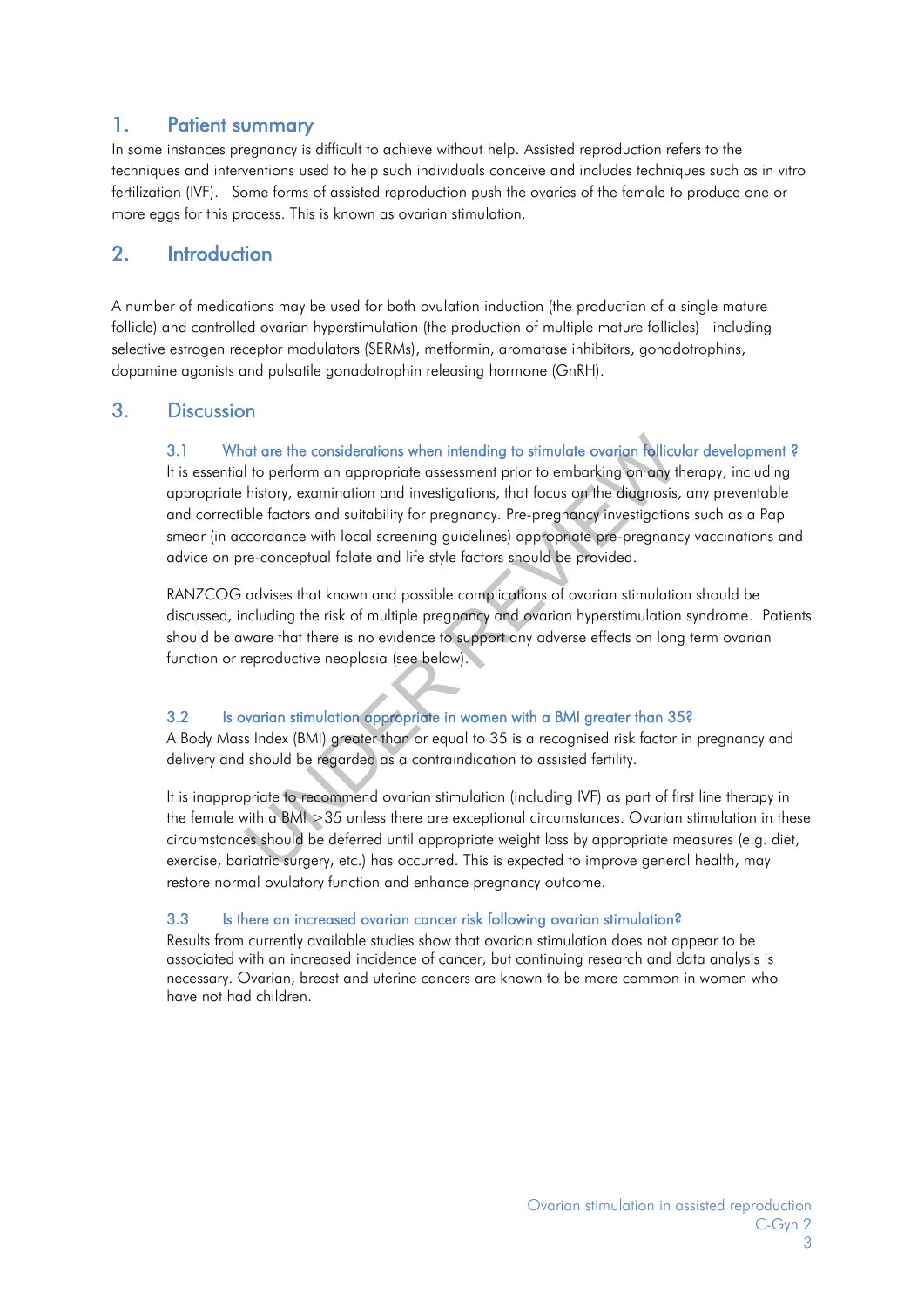## 1. Patient summary

In some instances pregnancy is difficult to achieve without help. Assisted reproduction refers to the techniques and interventions used to help such individuals conceive and includes techniques such as in vitro fertilization (IVF). Some forms of assisted reproduction push the ovaries of the female to produce one or more eggs for this process. This is known as ovarian stimulation.

## 2. Introduction

A number of medications may be used for both ovulation induction (the production of a single mature follicle) and controlled ovarian hyperstimulation (the production of multiple mature follicles) including selective estrogen receptor modulators (SERMs), metformin, aromatase inhibitors, gonadotrophins, dopamine agonists and pulsatile gonadotrophin releasing hormone (GnRH).

## 3. Discussion

### 3.1 What are the considerations when intending to stimulate ovarian follicular development ?

It is essential to perform an appropriate assessment prior to embarking on any therapy, including appropriate history, examination and investigations, that focus on the diagnosis, any preventable and correctible factors and suitability for pregnancy. Pre-pregnancy investigations such as a Pap smear (in accordance with local screening guidelines) appropriate pre-pregnancy vaccinations and advice on pre-conceptual folate and life style factors should be provided.

RANZCOG advises that known and possible complications of ovarian stimulation should be discussed, including the risk of multiple pregnancy and ovarian hyperstimulation syndrome. Patients should be aware that there is no evidence to support any adverse effects on long term ovarian function or reproductive neoplasia (see below).

### 3.2 Is ovarian stimulation appropriate in women with a BMI greater than 35?

A Body Mass Index (BMI) greater than or equal to 35 is a recognised risk factor in pregnancy and delivery and should be regarded as a contraindication to assisted fertility.

It is inappropriate to recommend ovarian stimulation (including IVF) as part of first line therapy in the female with a BMI >35 unless there are exceptional circumstances. Ovarian stimulation in these circumstances should be deferred until appropriate weight loss by appropriate measures (e.g. diet, exercise, bariatric surgery, etc.) has occurred. This is expected to improve general health, may restore normal ovulatory function and enhance pregnancy outcome.

### 3.3 Is there an increased ovarian cancer risk following ovarian stimulation?

Results from currently available studies show that ovarian stimulation does not appear to be associated with an increased incidence of cancer, but continuing research and data analysis is necessary. Ovarian, breast and uterine cancers are known to be more common in women who have not had children.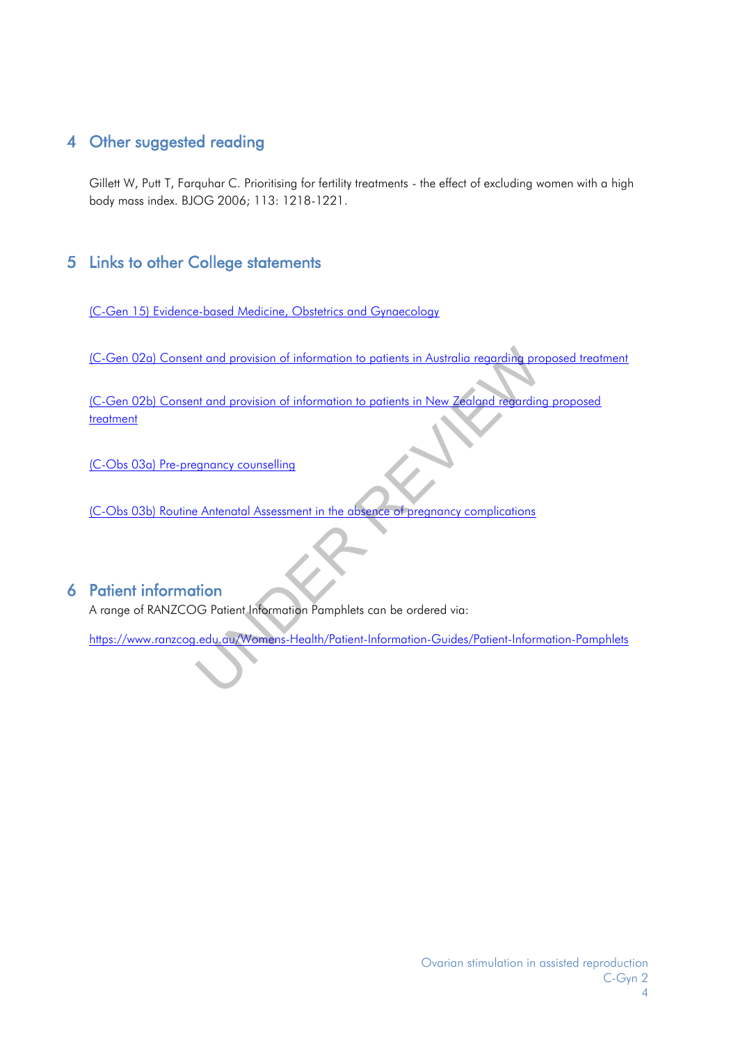## 4 Other suggested reading

Gillett W, Putt T, Farquhar C. Prioritising for fertility treatments - the effect of excluding women with a high body mass index. BJOG 2006; 113: 1218-1221.

## 5 Links to other College statements

(C-Gen 15) Evidence-based Medicine, Obstetrics and Gynaecology

(C-Gen 02a) Consent and provision of information to patients in Australia regarding proposed treatment

(C-Gen 02b) Consent and provision of information to patients in New Zealand regarding proposed treatment

(C-Obs 03a) Pre-pregnancy counselling

(C-Obs 03b) Routine Antenatal Assessment in the absence of pregnancy complications

## 6 Patient information

A range of RANZCOG Patient Information Pamphlets can be ordered via:

https://www.ranzcog.edu.au/Womens-Health/Patient-Information-Guides/Patient-Information-Pamphlets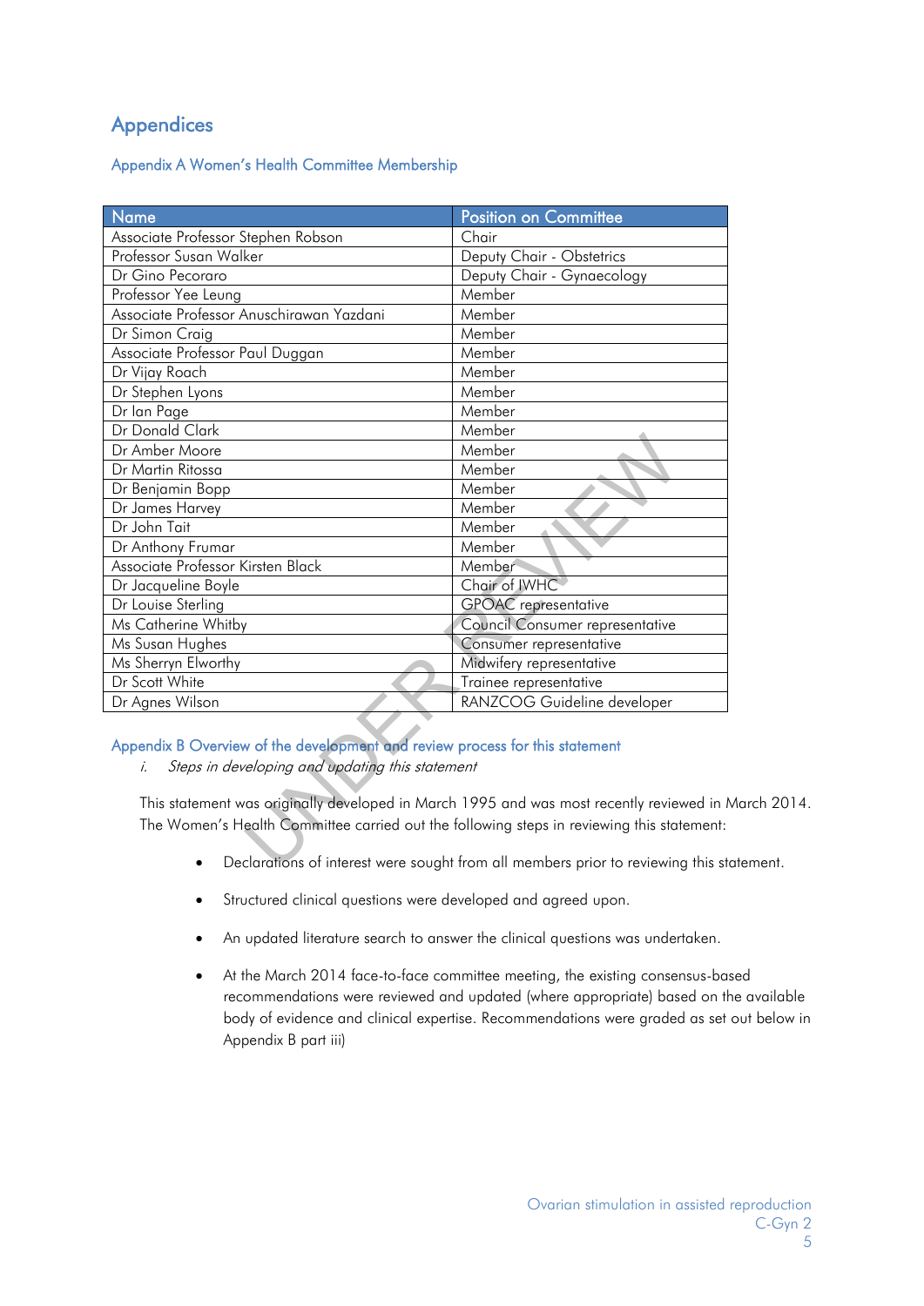# Appendices

## Appendix A Women's Health Committee Membership

| Name | Position on Committee |
|---|---|
| Associate Professor Stephen Robson | Chair |
| Professor Susan Walker | Deputy Chair - Obstetrics |
| Dr Gino Pecoraro | Deputy Chair - Gynaecology |
| Professor Yee Leung | Member |
| Associate Professor Anuschirawan Yazdani | Member |
| Dr Simon Craig | Member |
| Associate Professor Paul Duggan | Member |
| Dr Vijay Roach | Member |
| Dr Stephen Lyons | Member |
| Dr Ian Page | Member |
| Dr Donald Clark | Member |
| Dr Amber Moore | Member |
| Dr Martin Ritossa | Member |
| Dr Benjamin Bopp | Member |
| Dr James Harvey | Member |
| Dr John Tait | Member |
| Dr Anthony Frumar | Member |
| Associate Professor Kirsten Black | Member |
| Dr Jacqueline Boyle | Chair of IWHC |
| Dr Louise Sterling | GPOAC representative |
| Ms Catherine Whitby | Council Consumer representative |
| Ms Susan Hughes | Consumer representative |
| Ms Sherryn Elworthy | Midwifery representative |
| Dr Scott White | Trainee representative |
| Dr Agnes Wilson | RANZCOG Guideline developer |

## Appendix B Overview of the development and review process for this statement

*i. Steps in developing and updating this statement*

This statement was originally developed in March 1995 and was most recently reviewed in March 2014. The Women's Health Committee carried out the following steps in reviewing this statement:

- Declarations of interest were sought from all members prior to reviewing this statement.
- Structured clinical questions were developed and agreed upon.
- An updated literature search to answer the clinical questions was undertaken.
- At the March 2014 face-to-face committee meeting, the existing consensus-based recommendations were reviewed and updated (where appropriate) based on the available body of evidence and clinical expertise. Recommendations were graded as set out below in Appendix B part iii)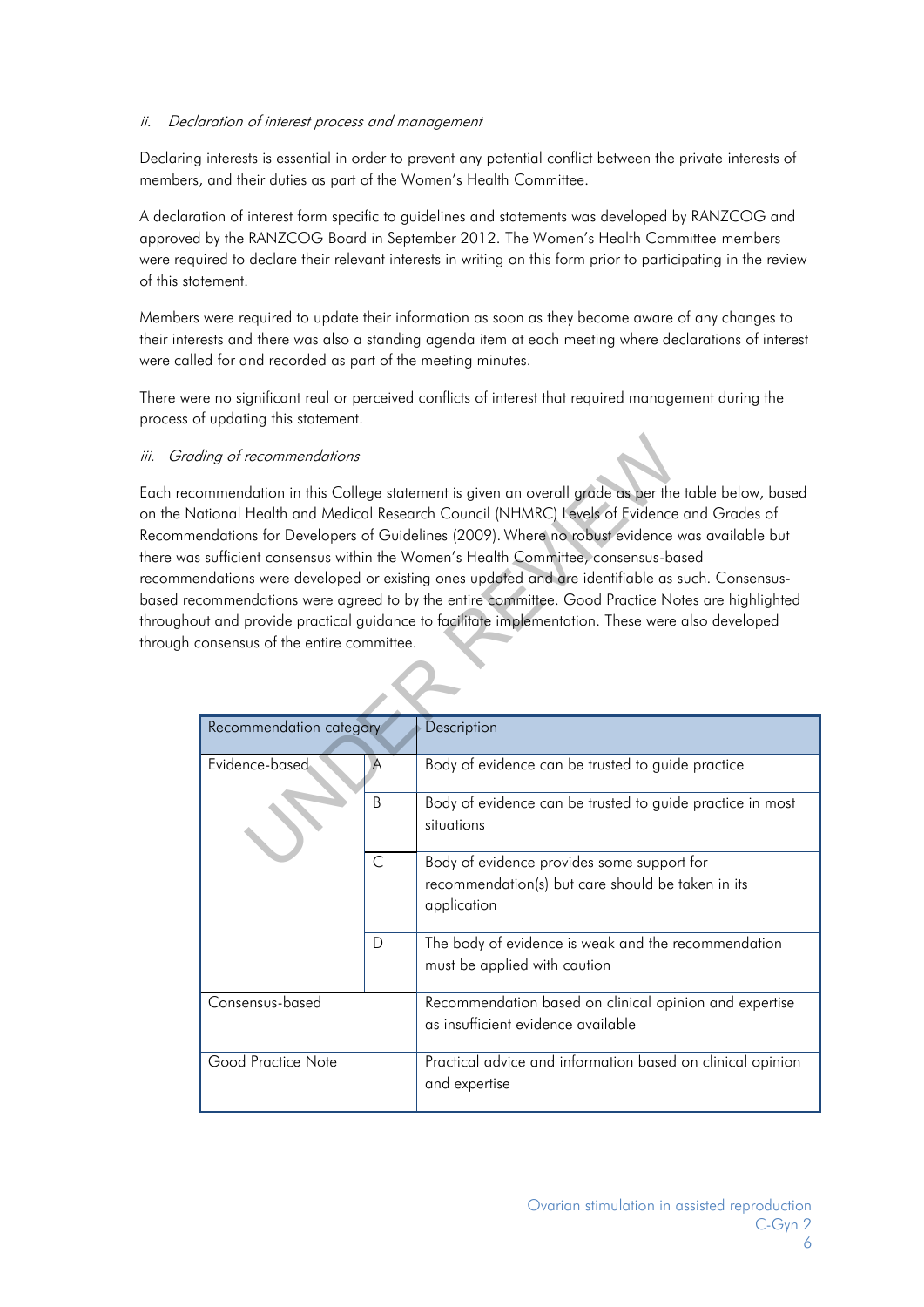### *ii. Declaration of interest process and management*

Declaring interests is essential in order to prevent any potential conflict between the private interests of members, and their duties as part of the Women's Health Committee.

A declaration of interest form specific to guidelines and statements was developed by RANZCOG and approved by the RANZCOG Board in September 2012. The Women's Health Committee members were required to declare their relevant interests in writing on this form prior to participating in the review of this statement.

Members were required to update their information as soon as they become aware of any changes to their interests and there was also a standing agenda item at each meeting where declarations of interest were called for and recorded as part of the meeting minutes.

There were no significant real or perceived conflicts of interest that required management during the process of updating this statement.

### *iii. Grading of recommendations*

Each recommendation in this College statement is given an overall grade as per the table below, based on the National Health and Medical Research Council (NHMRC) Levels of Evidence and Grades of Recommendations for Developers of Guidelines (2009). Where no robust evidence was available but there was sufficient consensus within the Women's Health Committee, consensus-based recommendations were developed or existing ones updated and are identifiable as such. Consensus-based recommendations were agreed to by the entire committee. Good Practice Notes are highlighted throughout and provide practical guidance to facilitate implementation. These were also developed through consensus of the entire committee.

| Recommendation category | | Description |
|---|---|---|
| Evidence-based | A | Body of evidence can be trusted to guide practice |
| | B | Body of evidence can be trusted to guide practice in most situations |
| | C | Body of evidence provides some support for recommendation(s) but care should be taken in its application |
| | D | The body of evidence is weak and the recommendation must be applied with caution |
| Consensus-based | | Recommendation based on clinical opinion and expertise as insufficient evidence available |
| Good Practice Note | | Practical advice and information based on clinical opinion and expertise |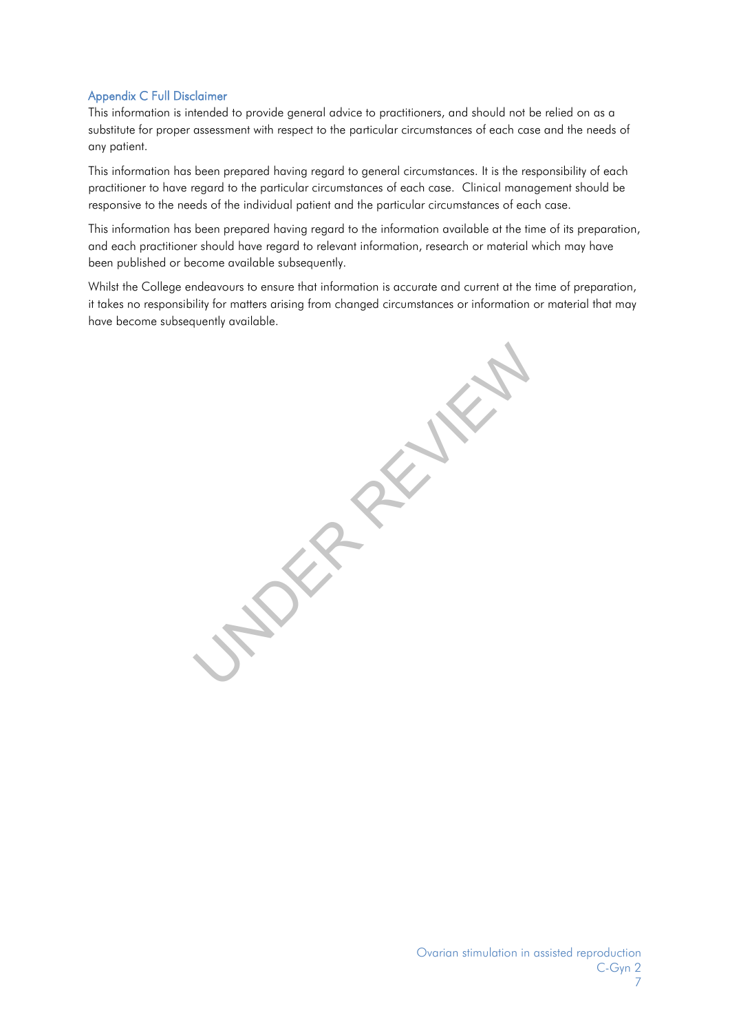## Appendix C Full Disclaimer

This information is intended to provide general advice to practitioners, and should not be relied on as a substitute for proper assessment with respect to the particular circumstances of each case and the needs of any patient.

This information has been prepared having regard to general circumstances. It is the responsibility of each practitioner to have regard to the particular circumstances of each case. Clinical management should be responsive to the needs of the individual patient and the particular circumstances of each case.

This information has been prepared having regard to the information available at the time of its preparation, and each practitioner should have regard to relevant information, research or material which may have been published or become available subsequently.

Whilst the College endeavours to ensure that information is accurate and current at the time of preparation, it takes no responsibility for matters arising from changed circumstances or information or material that may have become subsequently available.